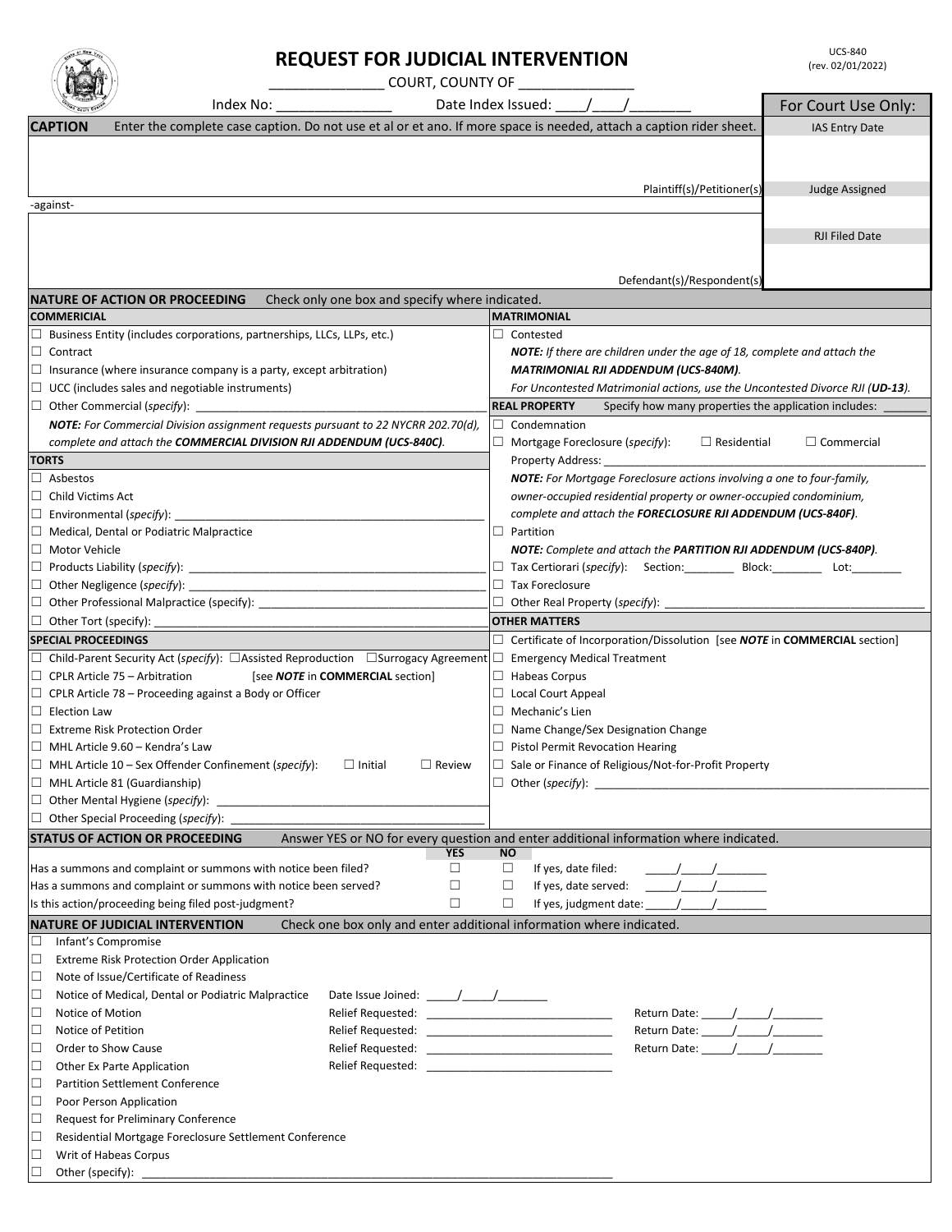# REQUEST FOR JUDICIAL INTERVENTION

UCS-840
(rev. 02/01/2022)

_______________ COURT, COUNTY OF _______________

Index No: _______________ Date Index Issued: ____/____/________

| For Court Use Only: |
|---|
| IAS Entry Date |
| |
| Judge Assigned |
| |
| RJI Filed Date |
| |

**CAPTION** Enter the complete case caption. Do not use et al or et ano. If more space is needed, attach a caption rider sheet.

Plaintiff(s)/Petitioner(s)

-against-

Defendant(s)/Respondent(s)

## NATURE OF ACTION OR PROCEEDING

Check only one box and specify where indicated.

### COMMERCIAL

- ☐ Business Entity (includes corporations, partnerships, LLCs, LLPs, etc.)
- ☐ Contract
- ☐ Insurance (where insurance company is a party, except arbitration)
- ☐ UCC (includes sales and negotiable instruments)
- ☐ Other Commercial (*specify*): ______________________________

***NOTE:*** *For Commercial Division assignment requests pursuant to 22 NYCRR 202.70(d), complete and attach the* ***COMMERCIAL DIVISION RJI ADDENDUM (UCS-840C)****.*

### TORTS

- ☐ Asbestos
- ☐ Child Victims Act
- ☐ Environmental (*specify*): ______________________________
- ☐ Medical, Dental or Podiatric Malpractice
- ☐ Motor Vehicle
- ☐ Products Liability (*specify*): ______________________________
- ☐ Other Negligence (*specify*): ______________________________
- ☐ Other Professional Malpractice (specify): ______________________________
- ☐ Other Tort (specify): ______________________________

### SPECIAL PROCEEDINGS

- ☐ Child-Parent Security Act (*specify*): ☐ Assisted Reproduction ☐ Surrogacy Agreement
- ☐ CPLR Article 75 – Arbitration [see ***NOTE*** in **COMMERCIAL** section]
- ☐ CPLR Article 78 – Proceeding against a Body or Officer
- ☐ Election Law
- ☐ Extreme Risk Protection Order
- ☐ MHL Article 9.60 – Kendra's Law
- ☐ MHL Article 10 – Sex Offender Confinement (*specify*): ☐ Initial ☐ Review
- ☐ MHL Article 81 (Guardianship)
- ☐ Other Mental Hygiene (*specify*): ______________________________
- ☐ Other Special Proceeding (*specify*): ______________________________

### MATRIMONIAL

- ☐ Contested

***NOTE:*** *If there are children under the age of 18, complete and attach the* ***MATRIMONIAL RJI ADDENDUM (UCS-840M)****.*
*For Uncontested Matrimonial actions, use the Uncontested Divorce RJI (****UD-13****).*

### REAL PROPERTY

Specify how many properties the application includes: _______

- ☐ Condemnation
- ☐ Mortgage Foreclosure (*specify*): ☐ Residential ☐ Commercial
  Property Address: ______________________________

***NOTE:*** *For Mortgage Foreclosure actions involving a one to four-family, owner-occupied residential property or owner-occupied condominium, complete and attach the* ***FORECLOSURE RJI ADDENDUM (UCS-840F)****.*

- ☐ Partition

***NOTE:*** *Complete and attach the* ***PARTITION RJI ADDENDUM (UCS-840P)****.*

- ☐ Tax Certiorari (*specify*): Section:________ Block:________ Lot:________
- ☐ Tax Foreclosure
- ☐ Other Real Property (*specify*): ______________________________

### OTHER MATTERS

- ☐ Certificate of Incorporation/Dissolution [see ***NOTE*** in **COMMERCIAL** section]
- ☐ Emergency Medical Treatment
- ☐ Habeas Corpus
- ☐ Local Court Appeal
- ☐ Mechanic's Lien
- ☐ Name Change/Sex Designation Change
- ☐ Pistol Permit Revocation Hearing
- ☐ Sale or Finance of Religious/Not-for-Profit Property
- ☐ Other (*specify*): ______________________________

## STATUS OF ACTION OR PROCEEDING

Answer YES or NO for every question and enter additional information where indicated.

| | YES | NO | |
|---|---|---|---|
| Has a summons and complaint or summons with notice been filed? | ☐ | ☐ | If yes, date filed: _____/_____/________ |
| Has a summons and complaint or summons with notice been served? | ☐ | ☐ | If yes, date served: _____/_____/________ |
| Is this action/proceeding being filed post-judgment? | ☐ | ☐ | If yes, judgment date: _____/_____/________ |

## NATURE OF JUDICIAL INTERVENTION

Check one box only and enter additional information where indicated.

- ☐ Infant's Compromise
- ☐ Extreme Risk Protection Order Application
- ☐ Note of Issue/Certificate of Readiness
- ☐ Notice of Medical, Dental or Podiatric Malpractice — Date Issue Joined: _____/_____/________
- ☐ Notice of Motion — Relief Requested: ______________________________ Return Date: _____/_____/________
- ☐ Notice of Petition — Relief Requested: ______________________________ Return Date: _____/_____/________
- ☐ Order to Show Cause — Relief Requested: ______________________________ Return Date: _____/_____/________
- ☐ Other Ex Parte Application — Relief Requested: ______________________________
- ☐ Partition Settlement Conference
- ☐ Poor Person Application
- ☐ Request for Preliminary Conference
- ☐ Residential Mortgage Foreclosure Settlement Conference
- ☐ Writ of Habeas Corpus
- ☐ Other (specify): ______________________________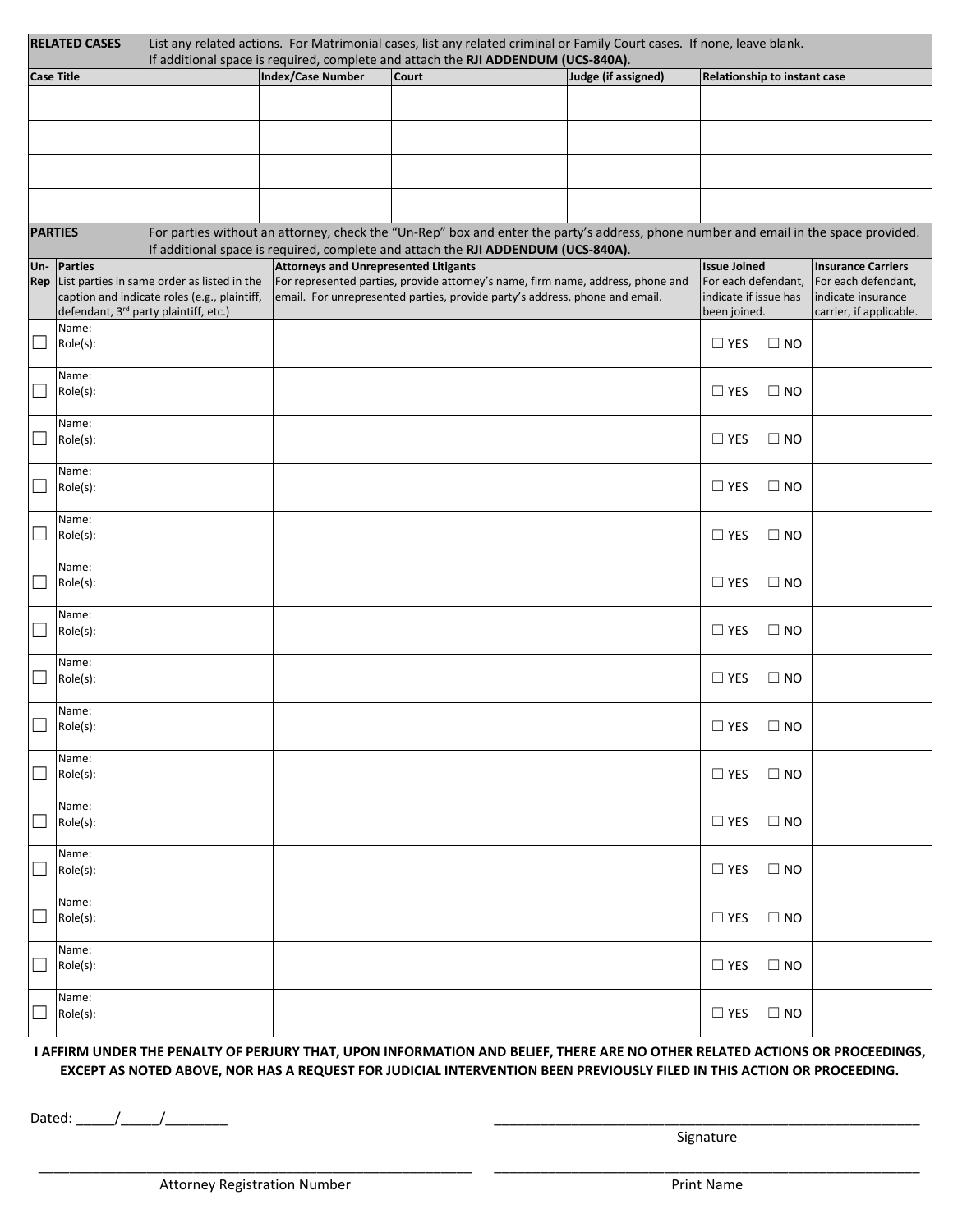| **RELATED CASES** List any related actions. For Matrimonial cases, list any related criminal or Family Court cases. If none, leave blank. If additional space is required, complete and attach the **RJI ADDENDUM (UCS-840A)**. | | | | |
|---|---|---|---|---|
| **Case Title** | **Index/Case Number** | **Court** | **Judge (if assigned)** | **Relationship to instant case** |
| | | | | |
| | | | | |
| | | | | |
| | | | | |

**PARTIES** For parties without an attorney, check the "Un-Rep" box and enter the party's address, phone number and email in the space provided. If additional space is required, complete and attach the **RJI ADDENDUM (UCS-840A)**.

| **Un-Rep** | **Parties** List parties in same order as listed in the caption and indicate roles (e.g., plaintiff, defendant, 3rd party plaintiff, etc.) | **Attorneys and Unrepresented Litigants** For represented parties, provide attorney's name, firm name, address, phone and email. For unrepresented parties, provide party's address, phone and email. | **Issue Joined** For each defendant, indicate if issue has been joined. | **Insurance Carriers** For each defendant, indicate insurance carrier, if applicable. |
|---|---|---|---|---|
| ☐ | Name: Role(s): | | ☐ YES ☐ NO | |
| ☐ | Name: Role(s): | | ☐ YES ☐ NO | |
| ☐ | Name: Role(s): | | ☐ YES ☐ NO | |
| ☐ | Name: Role(s): | | ☐ YES ☐ NO | |
| ☐ | Name: Role(s): | | ☐ YES ☐ NO | |
| ☐ | Name: Role(s): | | ☐ YES ☐ NO | |
| ☐ | Name: Role(s): | | ☐ YES ☐ NO | |
| ☐ | Name: Role(s): | | ☐ YES ☐ NO | |
| ☐ | Name: Role(s): | | ☐ YES ☐ NO | |
| ☐ | Name: Role(s): | | ☐ YES ☐ NO | |
| ☐ | Name: Role(s): | | ☐ YES ☐ NO | |
| ☐ | Name: Role(s): | | ☐ YES ☐ NO | |
| ☐ | Name: Role(s): | | ☐ YES ☐ NO | |
| ☐ | Name: Role(s): | | ☐ YES ☐ NO | |
| ☐ | Name: Role(s): | | ☐ YES ☐ NO | |

**I AFFIRM UNDER THE PENALTY OF PERJURY THAT, UPON INFORMATION AND BELIEF, THERE ARE NO OTHER RELATED ACTIONS OR PROCEEDINGS, EXCEPT AS NOTED ABOVE, NOR HAS A REQUEST FOR JUDICIAL INTERVENTION BEEN PREVIOUSLY FILED IN THIS ACTION OR PROCEEDING.**

Dated: _____/_____/________

____________________________________________
Signature

____________________________________________
Attorney Registration Number

____________________________________________
Print Name